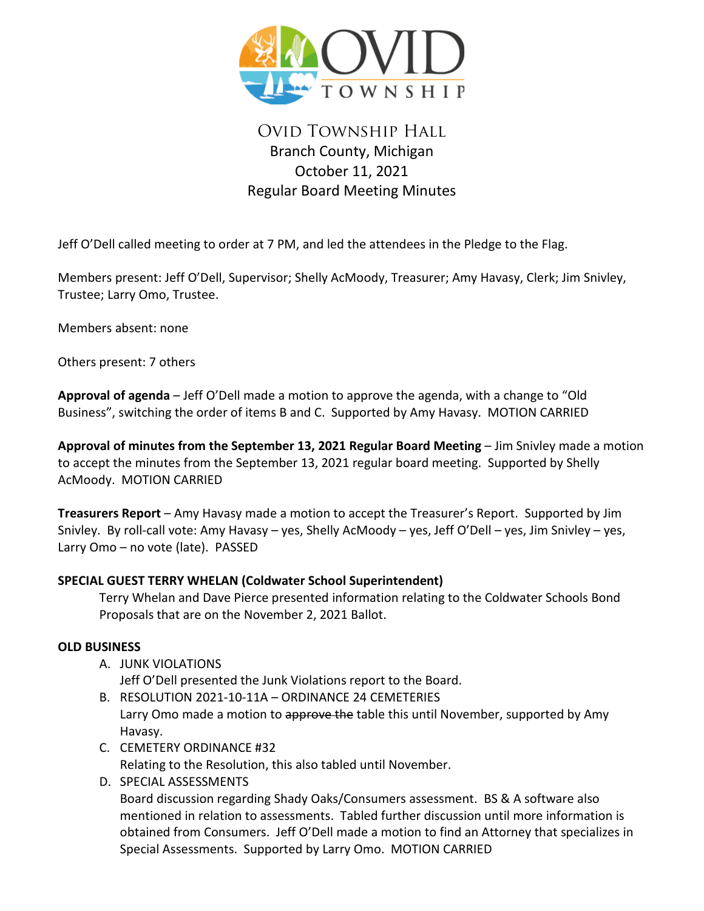# Ovid Township

## Ovid Township Hall
Branch County, Michigan
October 11, 2021
Regular Board Meeting Minutes

Jeff O'Dell called meeting to order at 7 PM, and led the attendees in the Pledge to the Flag.

Members present: Jeff O'Dell, Supervisor; Shelly AcMoody, Treasurer; Amy Havasy, Clerk; Jim Snivley, Trustee; Larry Omo, Trustee.

Members absent: none

Others present: 7 others

**Approval of agenda** – Jeff O'Dell made a motion to approve the agenda, with a change to "Old Business", switching the order of items B and C. Supported by Amy Havasy. MOTION CARRIED

**Approval of minutes from the September 13, 2021 Regular Board Meeting** – Jim Snivley made a motion to accept the minutes from the September 13, 2021 regular board meeting. Supported by Shelly AcMoody. MOTION CARRIED

**Treasurers Report** – Amy Havasy made a motion to accept the Treasurer's Report. Supported by Jim Snivley. By roll-call vote: Amy Havasy – yes, Shelly AcMoody – yes, Jeff O'Dell – yes, Jim Snivley – yes, Larry Omo – no vote (late). PASSED

**SPECIAL GUEST TERRY WHELAN (Coldwater School Superintendent)**

Terry Whelan and Dave Pierce presented information relating to the Coldwater Schools Bond Proposals that are on the November 2, 2021 Ballot.

**OLD BUSINESS**

A. JUNK VIOLATIONS
   Jeff O'Dell presented the Junk Violations report to the Board.
B. RESOLUTION 2021-10-11A – ORDINANCE 24 CEMETERIES
   Larry Omo made a motion to ~~approve the~~ table this until November, supported by Amy Havasy.
C. CEMETERY ORDINANCE #32
   Relating to the Resolution, this also tabled until November.
D. SPECIAL ASSESSMENTS
   Board discussion regarding Shady Oaks/Consumers assessment. BS & A software also mentioned in relation to assessments. Tabled further discussion until more information is obtained from Consumers. Jeff O'Dell made a motion to find an Attorney that specializes in Special Assessments. Supported by Larry Omo. MOTION CARRIED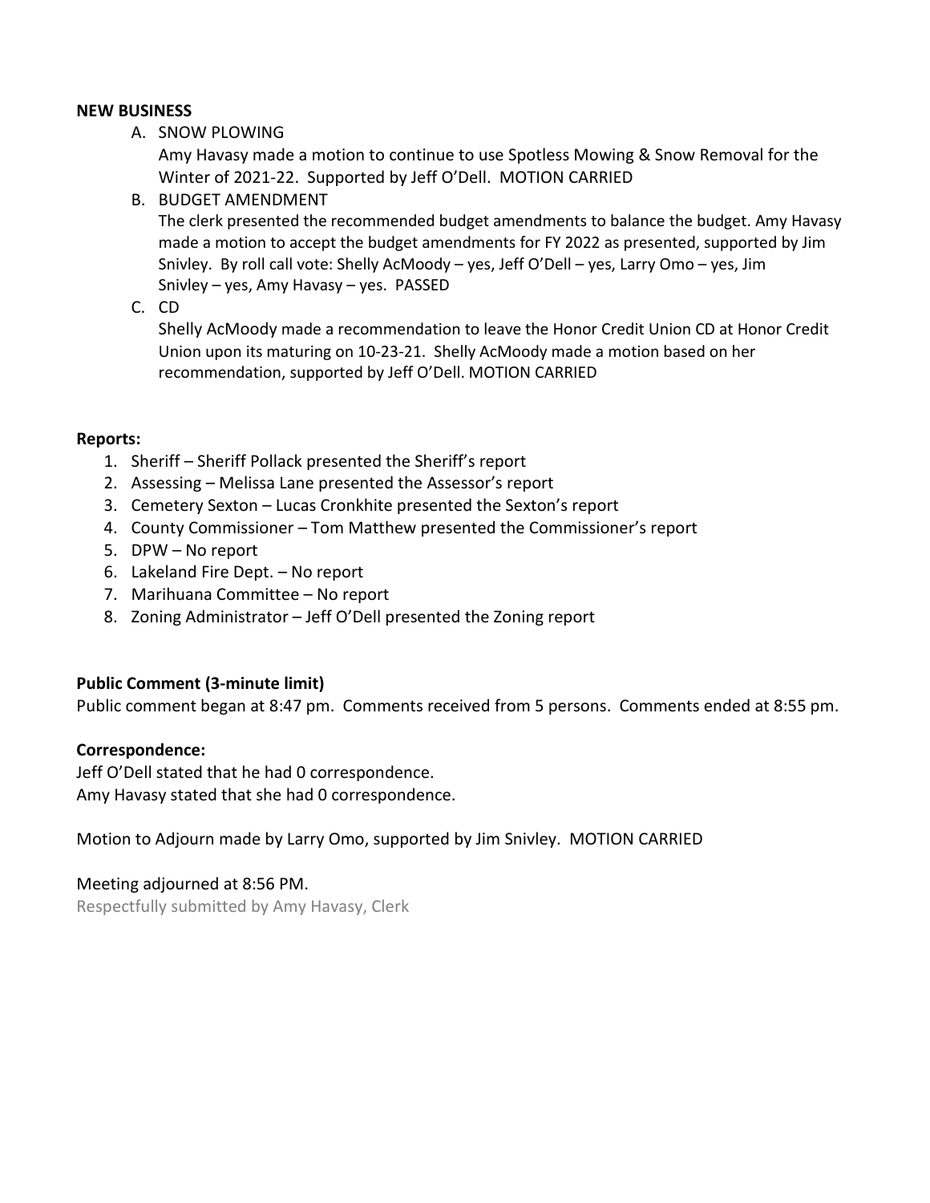**NEW BUSINESS**

A. SNOW PLOWING

Amy Havasy made a motion to continue to use Spotless Mowing & Snow Removal for the Winter of 2021-22. Supported by Jeff O'Dell. MOTION CARRIED

B. BUDGET AMENDMENT

The clerk presented the recommended budget amendments to balance the budget. Amy Havasy made a motion to accept the budget amendments for FY 2022 as presented, supported by Jim Snivley. By roll call vote: Shelly AcMoody – yes, Jeff O'Dell – yes, Larry Omo – yes, Jim Snivley – yes, Amy Havasy – yes. PASSED

C. CD

Shelly AcMoody made a recommendation to leave the Honor Credit Union CD at Honor Credit Union upon its maturing on 10-23-21. Shelly AcMoody made a motion based on her recommendation, supported by Jeff O'Dell. MOTION CARRIED

**Reports:**

1. Sheriff – Sheriff Pollack presented the Sheriff's report
2. Assessing – Melissa Lane presented the Assessor's report
3. Cemetery Sexton – Lucas Cronkhite presented the Sexton's report
4. County Commissioner – Tom Matthew presented the Commissioner's report
5. DPW – No report
6. Lakeland Fire Dept. – No report
7. Marihuana Committee – No report
8. Zoning Administrator – Jeff O'Dell presented the Zoning report

**Public Comment (3-minute limit)**

Public comment began at 8:47 pm. Comments received from 5 persons. Comments ended at 8:55 pm.

**Correspondence:**

Jeff O'Dell stated that he had 0 correspondence.
Amy Havasy stated that she had 0 correspondence.

Motion to Adjourn made by Larry Omo, supported by Jim Snivley. MOTION CARRIED

Meeting adjourned at 8:56 PM.
Respectfully submitted by Amy Havasy, Clerk